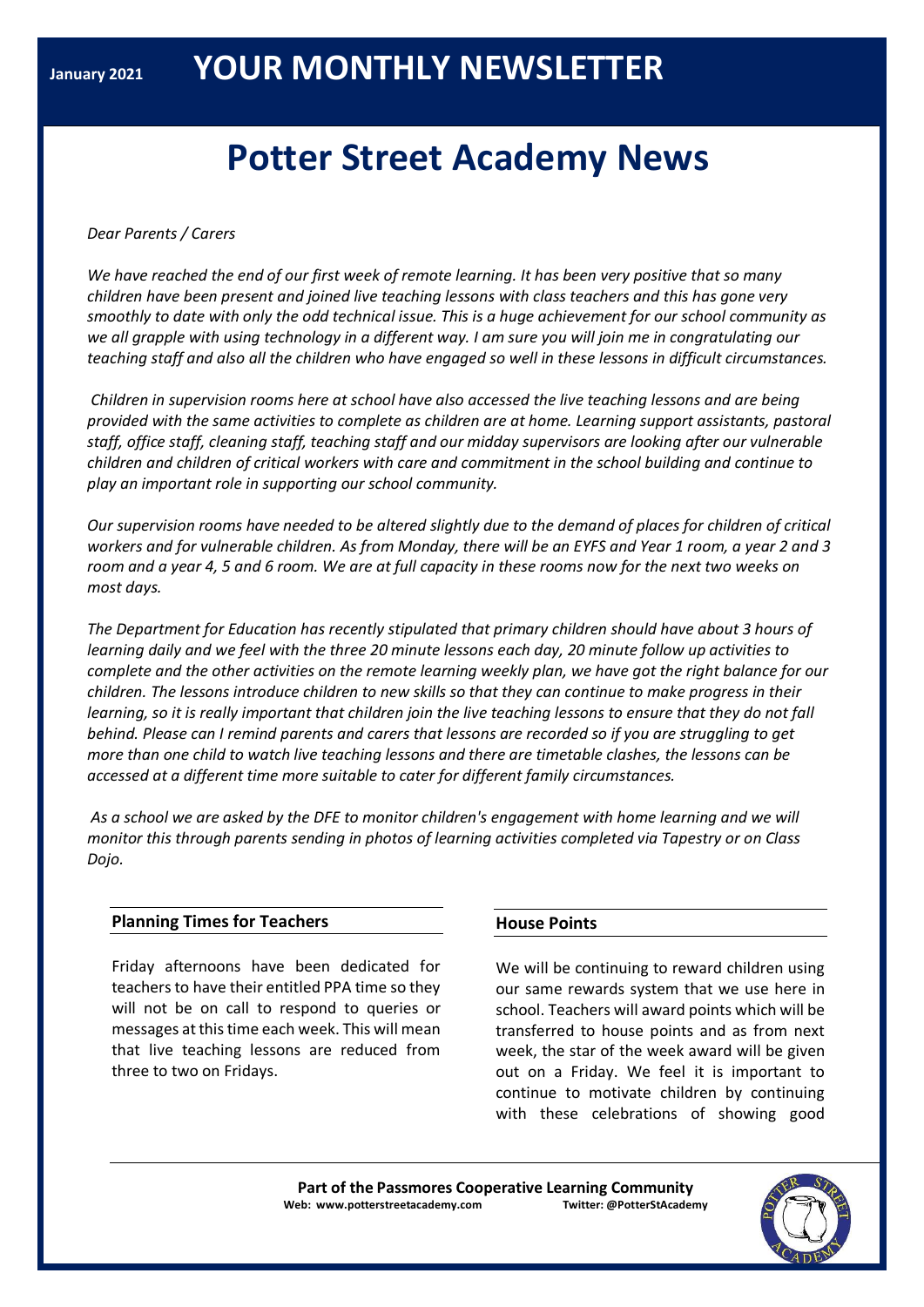January 2021 **YOUR MONTHLY NEWSLETTER**

# Potter Street Academy News

*Dear Parents / Carers*

*We have reached the end of our first week of remote learning. It has been very positive that so many children have been present and joined live teaching lessons with class teachers and this has gone very smoothly to date with only the odd technical issue. This is a huge achievement for our school community as we all grapple with using technology in a different way. I am sure you will join me in congratulating our teaching staff and also all the children who have engaged so well in these lessons in difficult circumstances.*

*Children in supervision rooms here at school have also accessed the live teaching lessons and are being provided with the same activities to complete as children are at home. Learning support assistants, pastoral staff, office staff, cleaning staff, teaching staff and our midday supervisors are looking after our vulnerable children and children of critical workers with care and commitment in the school building and continue to play an important role in supporting our school community.*

*Our supervision rooms have needed to be altered slightly due to the demand of places for children of critical workers and for vulnerable children. As from Monday, there will be an EYFS and Year 1 room, a year 2 and 3 room and a year 4, 5 and 6 room. We are at full capacity in these rooms now for the next two weeks on most days.*

*The Department for Education has recently stipulated that primary children should have about 3 hours of learning daily and we feel with the three 20 minute lessons each day, 20 minute follow up activities to complete and the other activities on the remote learning weekly plan, we have got the right balance for our children. The lessons introduce children to new skills so that they can continue to make progress in their learning, so it is really important that children join the live teaching lessons to ensure that they do not fall behind. Please can I remind parents and carers that lessons are recorded so if you are struggling to get more than one child to watch live teaching lessons and there are timetable clashes, the lessons can be accessed at a different time more suitable to cater for different family circumstances.*

*As a school we are asked by the DFE to monitor children's engagement with home learning and we will monitor this through parents sending in photos of learning activities completed via Tapestry or on Class Dojo.*

### Planning Times for Teachers

Friday afternoons have been dedicated for teachers to have their entitled PPA time so they will not be on call to respond to queries or messages at this time each week. This will mean that live teaching lessons are reduced from three to two on Fridays.

### House Points

We will be continuing to reward children using our same rewards system that we use here in school. Teachers will award points which will be transferred to house points and as from next week, the star of the week award will be given out on a Friday. We feel it is important to continue to motivate children by continuing with these celebrations of showing good

**Part of the Passmores Cooperative Learning Community**
**Web: www.potterstreetacademy.com** **Twitter: @PotterStAcademy**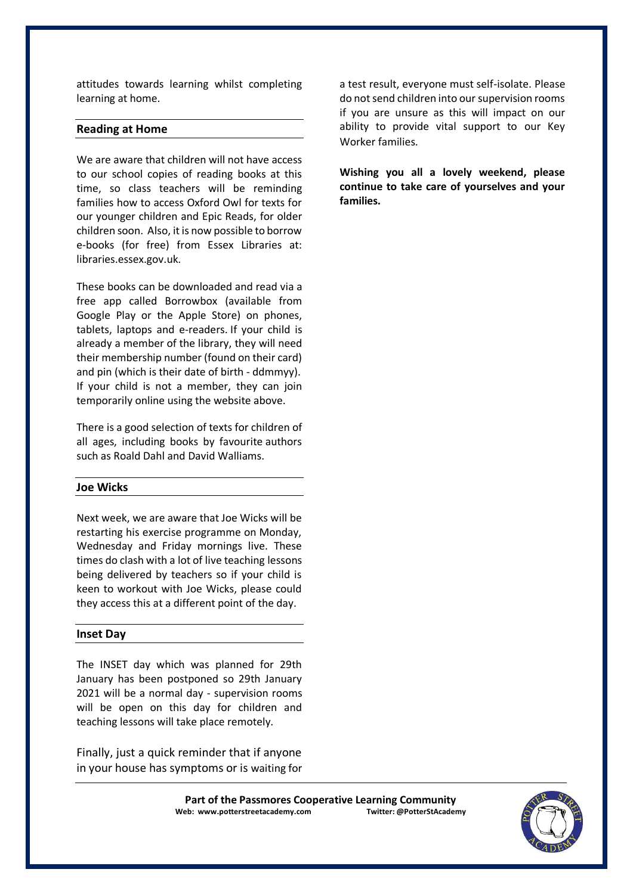attitudes towards learning whilst completing learning at home.

## Reading at Home

We are aware that children will not have access to our school copies of reading books at this time, so class teachers will be reminding families how to access Oxford Owl for texts for our younger children and Epic Reads, for older children soon. Also, it is now possible to borrow e-books (for free) from Essex Libraries at: libraries.essex.gov.uk.

These books can be downloaded and read via a free app called Borrowbox (available from Google Play or the Apple Store) on phones, tablets, laptops and e-readers. If your child is already a member of the library, they will need their membership number (found on their card) and pin (which is their date of birth - ddmmyy). If your child is not a member, they can join temporarily online using the website above.

There is a good selection of texts for children of all ages, including books by favourite authors such as Roald Dahl and David Walliams.

## Joe Wicks

Next week, we are aware that Joe Wicks will be restarting his exercise programme on Monday, Wednesday and Friday mornings live. These times do clash with a lot of live teaching lessons being delivered by teachers so if your child is keen to workout with Joe Wicks, please could they access this at a different point of the day.

## Inset Day

The INSET day which was planned for 29th January has been postponed so 29th January 2021 will be a normal day - supervision rooms will be open on this day for children and teaching lessons will take place remotely.

Finally, just a quick reminder that if anyone in your house has symptoms or is waiting for a test result, everyone must self-isolate. Please do not send children into our supervision rooms if you are unsure as this will impact on our ability to provide vital support to our Key Worker families.

**Wishing you all a lovely weekend, please continue to take care of yourselves and your families.**

**Part of the Passmores Cooperative Learning Community**
**Web: www.potterstreetacademy.com** **Twitter: @PotterStAcademy**